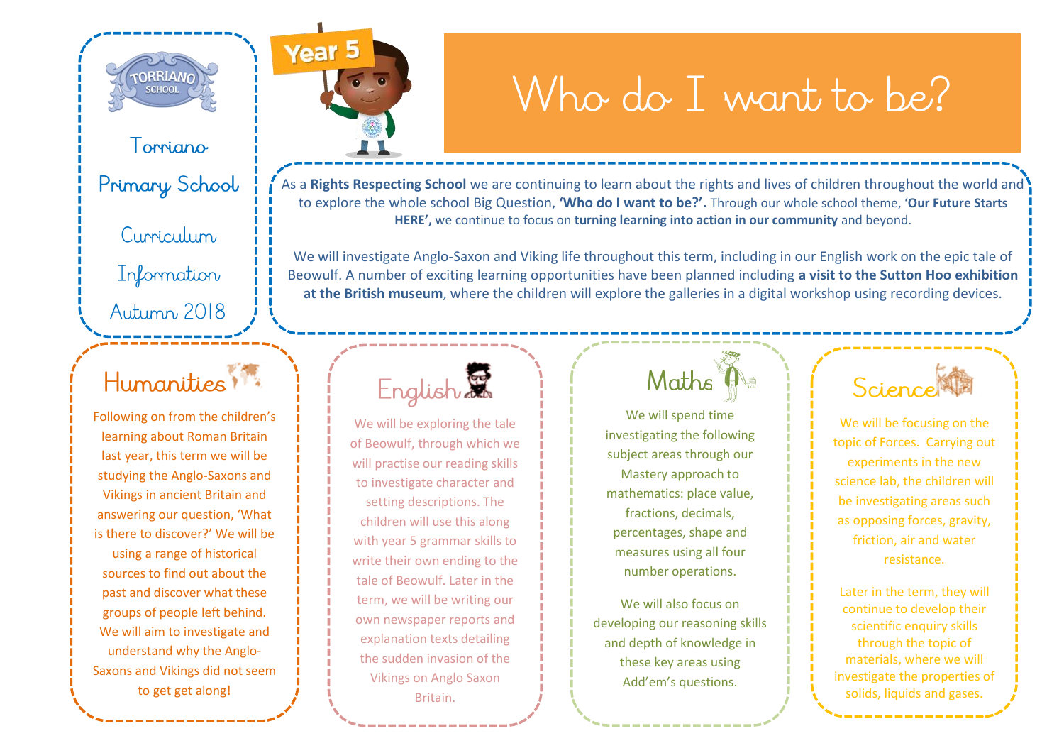Year 5

# Who do I want to be?

Torriano Primary School

Curriculum Information

Autumn 2018

As a **Rights Respecting School** we are continuing to learn about the rights and lives of children throughout the world and to explore the whole school Big Question, **'Who do I want to be?'.** Through our whole school theme, '**Our Future Starts HERE',** we continue to focus on **turning learning into action in our community** and beyond.

We will investigate Anglo-Saxon and Viking life throughout this term, including in our English work on the epic tale of Beowulf. A number of exciting learning opportunities have been planned including **a visit to the Sutton Hoo exhibition at the British museum**, where the children will explore the galleries in a digital workshop using recording devices.

## Humanities

Following on from the children's learning about Roman Britain last year, this term we will be studying the Anglo-Saxons and Vikings in ancient Britain and answering our question, 'What is there to discover?' We will be using a range of historical sources to find out about the past and discover what these groups of people left behind. We will aim to investigate and understand why the Anglo-Saxons and Vikings did not seem to get get along!

## English

We will be exploring the tale of Beowulf, through which we will practise our reading skills to investigate character and setting descriptions. The children will use this along with year 5 grammar skills to write their own ending to the tale of Beowulf. Later in the term, we will be writing our own newspaper reports and explanation texts detailing the sudden invasion of the Vikings on Anglo Saxon Britain.

## Maths

We will spend time investigating the following subject areas through our Mastery approach to mathematics: place value, fractions, decimals, percentages, shape and measures using all four number operations.

We will also focus on developing our reasoning skills and depth of knowledge in these key areas using Add'em's questions.

## Science

We will be focusing on the topic of Forces. Carrying out experiments in the new science lab, the children will be investigating areas such as opposing forces, gravity, friction, air and water resistance.

Later in the term, they will continue to develop their scientific enquiry skills through the topic of materials, where we will investigate the properties of solids, liquids and gases.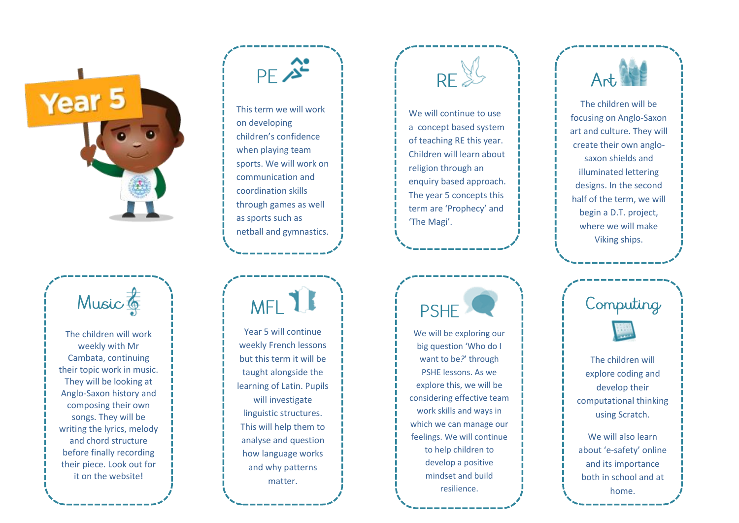Year 5

## PE

This term we will work on developing children's confidence when playing team sports. We will work on communication and coordination skills through games as well as sports such as netball and gymnastics.

## RE

We will continue to use a concept based system of teaching RE this year. Children will learn about religion through an enquiry based approach. The year 5 concepts this term are 'Prophecy' and 'The Magi'.

## Art

The children will be focusing on Anglo-Saxon art and culture. They will create their own anglo-saxon shields and illuminated lettering designs. In the second half of the term, we will begin a D.T. project, where we will make Viking ships.

## Music

The children will work weekly with Mr Cambata, continuing their topic work in music. They will be looking at Anglo-Saxon history and composing their own songs. They will be writing the lyrics, melody and chord structure before finally recording their piece. Look out for it on the website!

## MFL

Year 5 will continue weekly French lessons but this term it will be taught alongside the learning of Latin. Pupils will investigate linguistic structures. This will help them to analyse and question how language works and why patterns matter.

## PSHE

We will be exploring our big question 'Who do I want to be?' through PSHE lessons. As we explore this, we will be considering effective team work skills and ways in which we can manage our feelings. We will continue to help children to develop a positive mindset and build resilience.

## Computing

The children will explore coding and develop their computational thinking using Scratch.

We will also learn about 'e-safety' online and its importance both in school and at home.